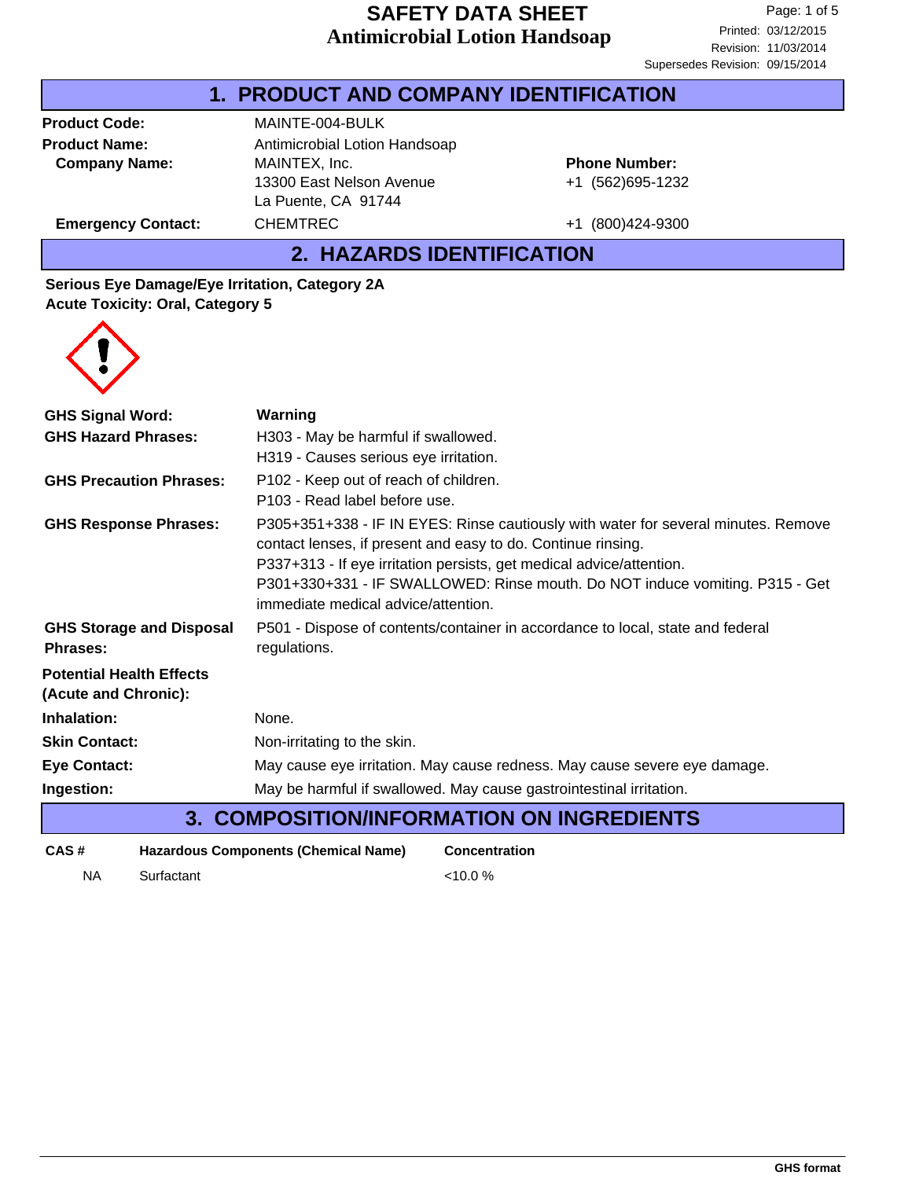# SAFETY DATA SHEET
# Antimicrobial Lotion Handsoap

Printed: 03/12/2015
Revision: 11/03/2014
Supersedes Revision: 09/15/2014

## 1. PRODUCT AND COMPANY IDENTIFICATION

**Product Code:** MAINTE-004-BULK

**Product Name:** Antimicrobial Lotion Handsoap

**Company Name:** MAINTEX, Inc.
13300 East Nelson Avenue
La Puente, CA 91744

**Phone Number:** +1 (562)695-1232

**Emergency Contact:** CHEMTREC +1 (800)424-9300

## 2. HAZARDS IDENTIFICATION

**Serious Eye Damage/Eye Irritation, Category 2A**
**Acute Toxicity: Oral, Category 5**

**GHS Signal Word:** **Warning**

**GHS Hazard Phrases:**
H303 - May be harmful if swallowed.
H319 - Causes serious eye irritation.

**GHS Precaution Phrases:**
P102 - Keep out of reach of children.
P103 - Read label before use.

**GHS Response Phrases:**
P305+351+338 - IF IN EYES: Rinse cautiously with water for several minutes. Remove contact lenses, if present and easy to do. Continue rinsing.
P337+313 - If eye irritation persists, get medical advice/attention.
P301+330+331 - IF SWALLOWED: Rinse mouth. Do NOT induce vomiting. P315 - Get immediate medical advice/attention.

**GHS Storage and Disposal Phrases:**
P501 - Dispose of contents/container in accordance to local, state and federal regulations.

**Potential Health Effects (Acute and Chronic):**

**Inhalation:** None.

**Skin Contact:** Non-irritating to the skin.

**Eye Contact:** May cause eye irritation. May cause redness. May cause severe eye damage.

**Ingestion:** May be harmful if swallowed. May cause gastrointestinal irritation.

## 3. COMPOSITION/INFORMATION ON INGREDIENTS

| CAS # | Hazardous Components (Chemical Name) | Concentration |
|---|---|---|
| NA | Surfactant | <10.0 % |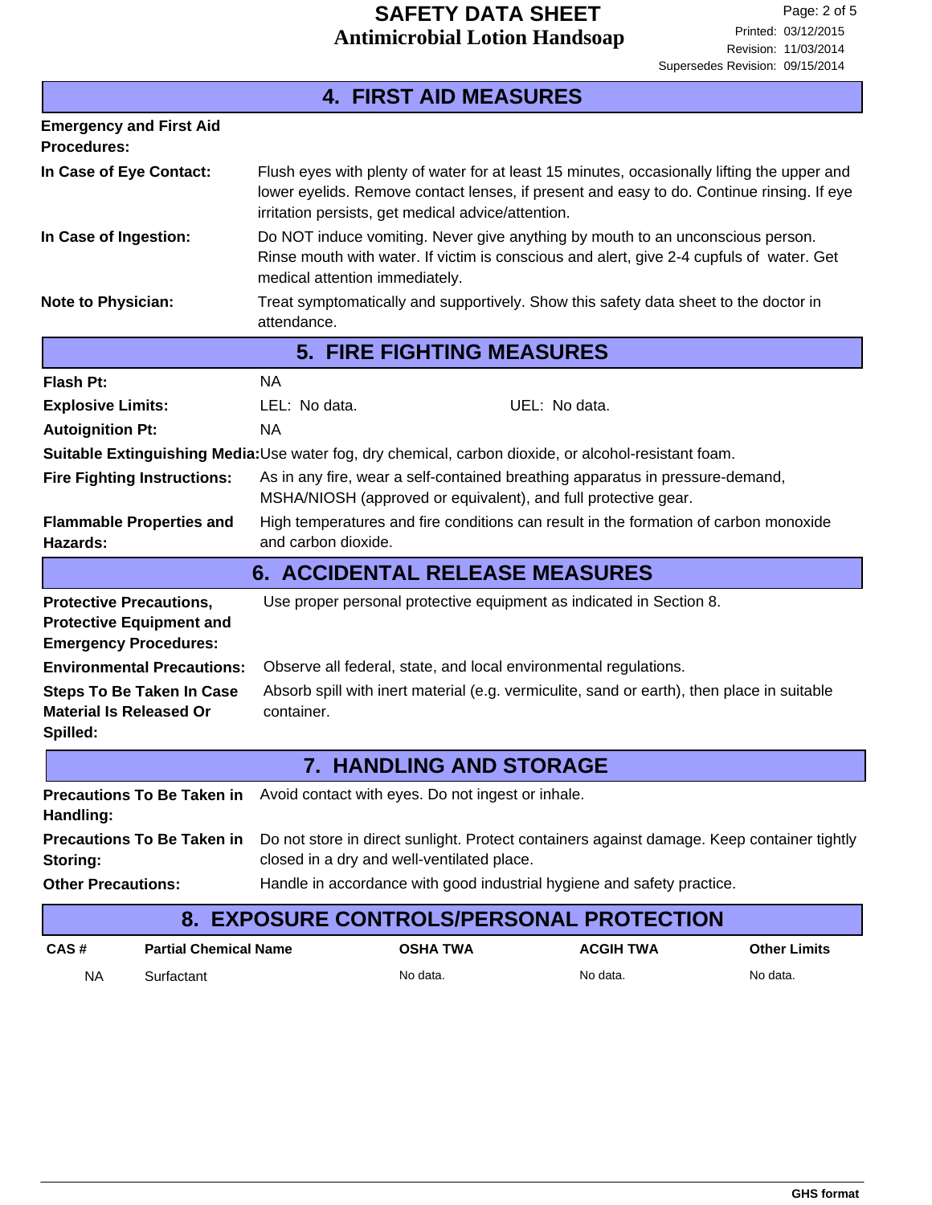## 4. FIRST AID MEASURES

**Emergency and First Aid Procedures:**

**In Case of Eye Contact:** Flush eyes with plenty of water for at least 15 minutes, occasionally lifting the upper and lower eyelids. Remove contact lenses, if present and easy to do. Continue rinsing. If eye irritation persists, get medical advice/attention.

**In Case of Ingestion:** Do NOT induce vomiting. Never give anything by mouth to an unconscious person. Rinse mouth with water. If victim is conscious and alert, give 2-4 cupfuls of water. Get medical attention immediately.

**Note to Physician:** Treat symptomatically and supportively. Show this safety data sheet to the doctor in attendance.

## 5. FIRE FIGHTING MEASURES

**Flash Pt:** NA

**Explosive Limits:** LEL: No data. UEL: No data.

**Autoignition Pt:** NA

**Suitable Extinguishing Media:** Use water fog, dry chemical, carbon dioxide, or alcohol-resistant foam.

**Fire Fighting Instructions:** As in any fire, wear a self-contained breathing apparatus in pressure-demand, MSHA/NIOSH (approved or equivalent), and full protective gear.

**Flammable Properties and Hazards:** High temperatures and fire conditions can result in the formation of carbon monoxide and carbon dioxide.

## 6. ACCIDENTAL RELEASE MEASURES

**Protective Precautions, Protective Equipment and Emergency Procedures:** Use proper personal protective equipment as indicated in Section 8.

**Environmental Precautions:** Observe all federal, state, and local environmental regulations.

**Steps To Be Taken In Case Material Is Released Or Spilled:** Absorb spill with inert material (e.g. vermiculite, sand or earth), then place in suitable container.

## 7. HANDLING AND STORAGE

**Precautions To Be Taken in Handling:** Avoid contact with eyes. Do not ingest or inhale.

**Precautions To Be Taken in Storing:** Do not store in direct sunlight. Protect containers against damage. Keep container tightly closed in a dry and well-ventilated place.

**Other Precautions:** Handle in accordance with good industrial hygiene and safety practice.

## 8. EXPOSURE CONTROLS/PERSONAL PROTECTION

| CAS # | Partial Chemical Name | OSHA TWA | ACGIH TWA | Other Limits |
|---|---|---|---|---|
| NA | Surfactant | No data. | No data. | No data. |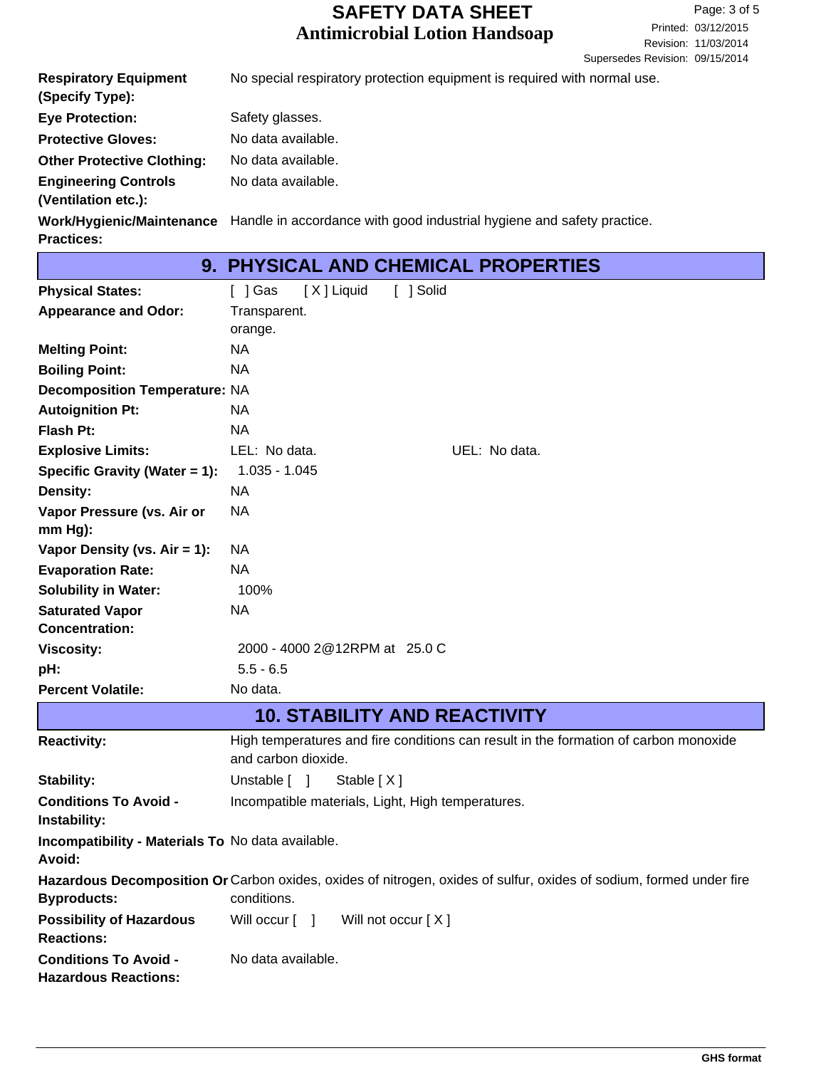| | |
|---|---|
| **Respiratory Equipment (Specify Type):** | No special respiratory protection equipment is required with normal use. |
| **Eye Protection:** | Safety glasses. |
| **Protective Gloves:** | No data available. |
| **Other Protective Clothing:** | No data available. |
| **Engineering Controls (Ventilation etc.):** | No data available. |
| **Work/Hygienic/Maintenance Practices:** | Handle in accordance with good industrial hygiene and safety practice. |

## 9. PHYSICAL AND CHEMICAL PROPERTIES

| | | |
|---|---|---|
| **Physical States:** | [ ] Gas [ X ] Liquid [ ] Solid | |
| **Appearance and Odor:** | Transparent.<br>orange. | |
| **Melting Point:** | NA | |
| **Boiling Point:** | NA | |
| **Decomposition Temperature:** | NA | |
| **Autoignition Pt:** | NA | |
| **Flash Pt:** | NA | |
| **Explosive Limits:** | LEL: No data. | UEL: No data. |
| **Specific Gravity (Water = 1):** | 1.035 - 1.045 | |
| **Density:** | NA | |
| **Vapor Pressure (vs. Air or mm Hg):** | NA | |
| **Vapor Density (vs. Air = 1):** | NA | |
| **Evaporation Rate:** | NA | |
| **Solubility in Water:** | 100% | |
| **Saturated Vapor Concentration:** | NA | |
| **Viscosity:** | 2000 - 4000 2@12RPM at 25.0 C | |
| **pH:** | 5.5 - 6.5 | |
| **Percent Volatile:** | No data. | |

## 10. STABILITY AND REACTIVITY

| | |
|---|---|
| **Reactivity:** | High temperatures and fire conditions can result in the formation of carbon monoxide and carbon dioxide. |
| **Stability:** | Unstable [ ] Stable [ X ] |
| **Conditions To Avoid - Instability:** | Incompatible materials, Light, High temperatures. |
| **Incompatibility - Materials To Avoid:** | No data available. |
| **Hazardous Decomposition Or Byproducts:** | Carbon oxides, oxides of nitrogen, oxides of sulfur, oxides of sodium, formed under fire conditions. |
| **Possibility of Hazardous Reactions:** | Will occur [ ] Will not occur [ X ] |
| **Conditions To Avoid - Hazardous Reactions:** | No data available. |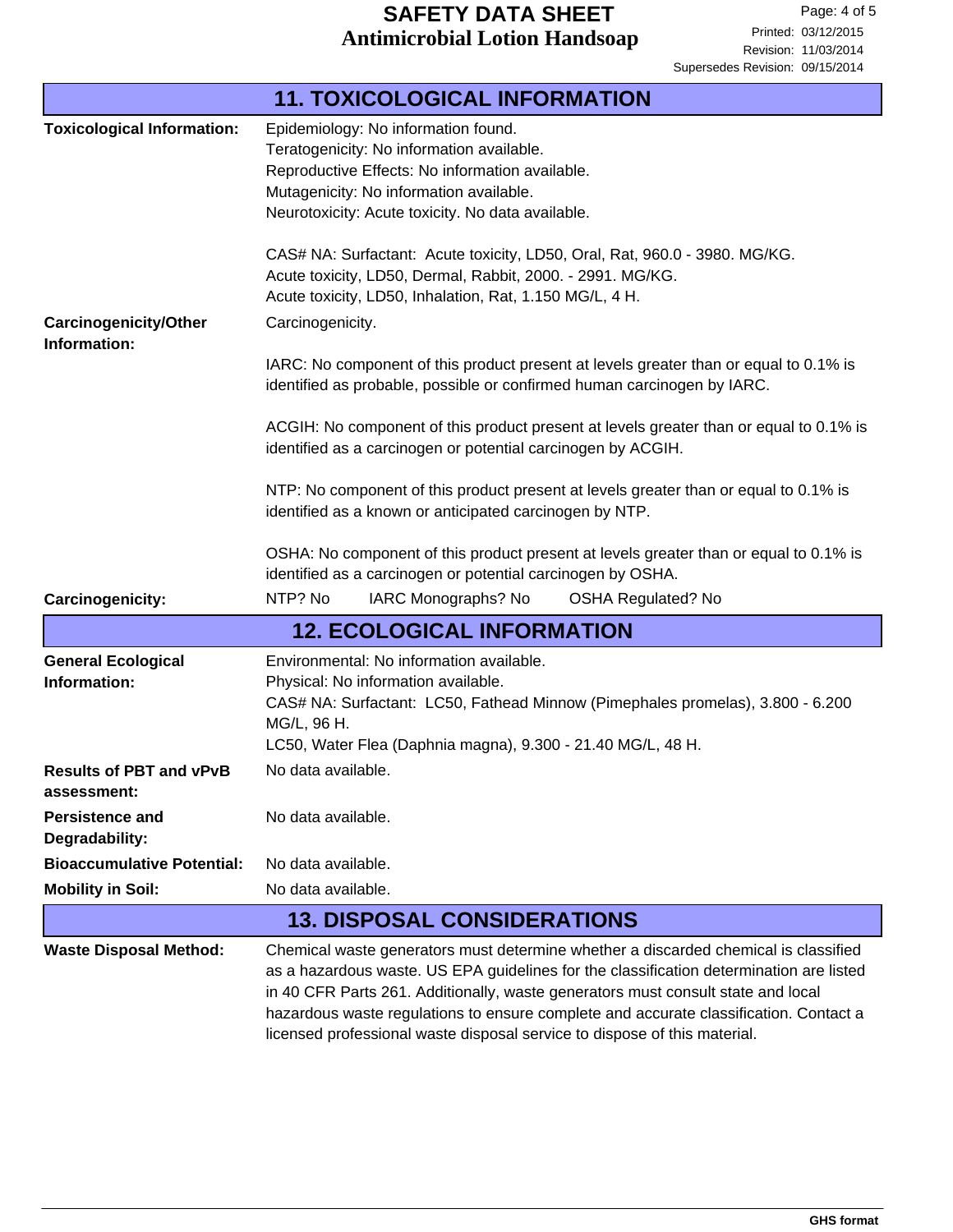## 11. TOXICOLOGICAL INFORMATION

**Toxicological Information:**

Epidemiology: No information found.
Teratogenicity: No information available.
Reproductive Effects: No information available.
Mutagenicity: No information available.
Neurotoxicity: Acute toxicity. No data available.

CAS# NA: Surfactant: Acute toxicity, LD50, Oral, Rat, 960.0 - 3980. MG/KG.
Acute toxicity, LD50, Dermal, Rabbit, 2000. - 2991. MG/KG.
Acute toxicity, LD50, Inhalation, Rat, 1.150 MG/L, 4 H.

**Carcinogenicity/Other Information:**

Carcinogenicity.

IARC: No component of this product present at levels greater than or equal to 0.1% is identified as probable, possible or confirmed human carcinogen by IARC.

ACGIH: No component of this product present at levels greater than or equal to 0.1% is identified as a carcinogen or potential carcinogen by ACGIH.

NTP: No component of this product present at levels greater than or equal to 0.1% is identified as a known or anticipated carcinogen by NTP.

OSHA: No component of this product present at levels greater than or equal to 0.1% is identified as a carcinogen or potential carcinogen by OSHA.

**Carcinogenicity:** NTP? No IARC Monographs? No OSHA Regulated? No

## 12. ECOLOGICAL INFORMATION

**General Ecological Information:**

Environmental: No information available.
Physical: No information available.
CAS# NA: Surfactant: LC50, Fathead Minnow (Pimephales promelas), 3.800 - 6.200 MG/L, 96 H.
LC50, Water Flea (Daphnia magna), 9.300 - 21.40 MG/L, 48 H.

**Results of PBT and vPvB assessment:** No data available.

**Persistence and Degradability:** No data available.

**Bioaccumulative Potential:** No data available.

**Mobility in Soil:** No data available.

## 13. DISPOSAL CONSIDERATIONS

**Waste Disposal Method:**

Chemical waste generators must determine whether a discarded chemical is classified as a hazardous waste. US EPA guidelines for the classification determination are listed in 40 CFR Parts 261. Additionally, waste generators must consult state and local hazardous waste regulations to ensure complete and accurate classification. Contact a licensed professional waste disposal service to dispose of this material.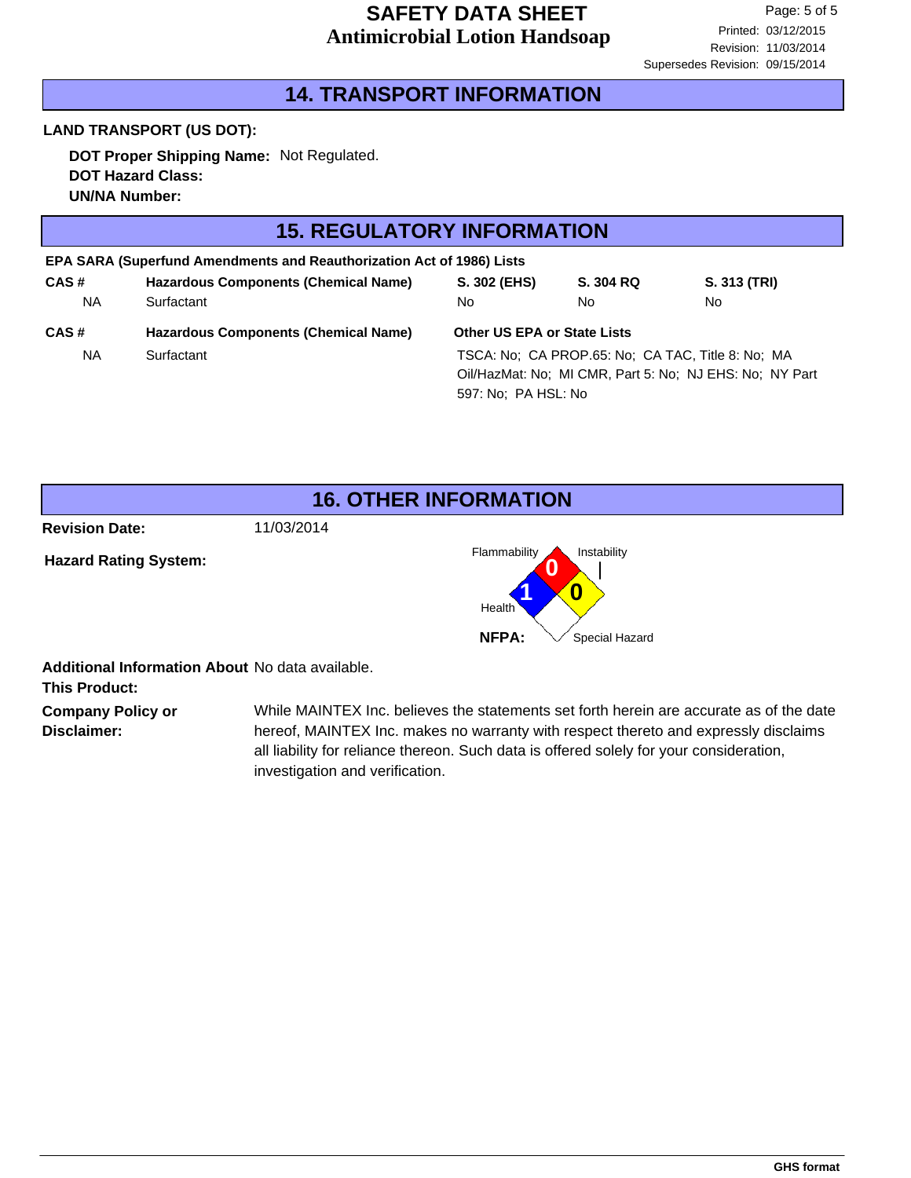# SAFETY DATA SHEET
## Antimicrobial Lotion Handsoap

Printed: 03/12/2015
Revision: 11/03/2014
Supersedes Revision: 09/15/2014

## 14. TRANSPORT INFORMATION

**LAND TRANSPORT (US DOT):**

**DOT Proper Shipping Name:** Not Regulated.
**DOT Hazard Class:**
**UN/NA Number:**

## 15. REGULATORY INFORMATION

**EPA SARA (Superfund Amendments and Reauthorization Act of 1986) Lists**

| CAS # | Hazardous Components (Chemical Name) | S. 302 (EHS) | S. 304 RQ | S. 313 (TRI) |
|---|---|---|---|---|
| NA | Surfactant | No | No | No |

| CAS # | Hazardous Components (Chemical Name) | Other US EPA or State Lists |
|---|---|---|
| NA | Surfactant | TSCA: No; CA PROP.65: No; CA TAC, Title 8: No; MA Oil/HazMat: No; MI CMR, Part 5: No; NJ EHS: No; NY Part 597: No; PA HSL: No |

## 16. OTHER INFORMATION

**Revision Date:** 11/03/2014

**Hazard Rating System:**

NFPA:
Flammability 0
Health 1
Instability 0
Special Hazard

**Additional Information About This Product:** No data available.

**Company Policy or Disclaimer:** While MAINTEX Inc. believes the statements set forth herein are accurate as of the date hereof, MAINTEX Inc. makes no warranty with respect thereto and expressly disclaims all liability for reliance thereon. Such data is offered solely for your consideration, investigation and verification.

GHS format